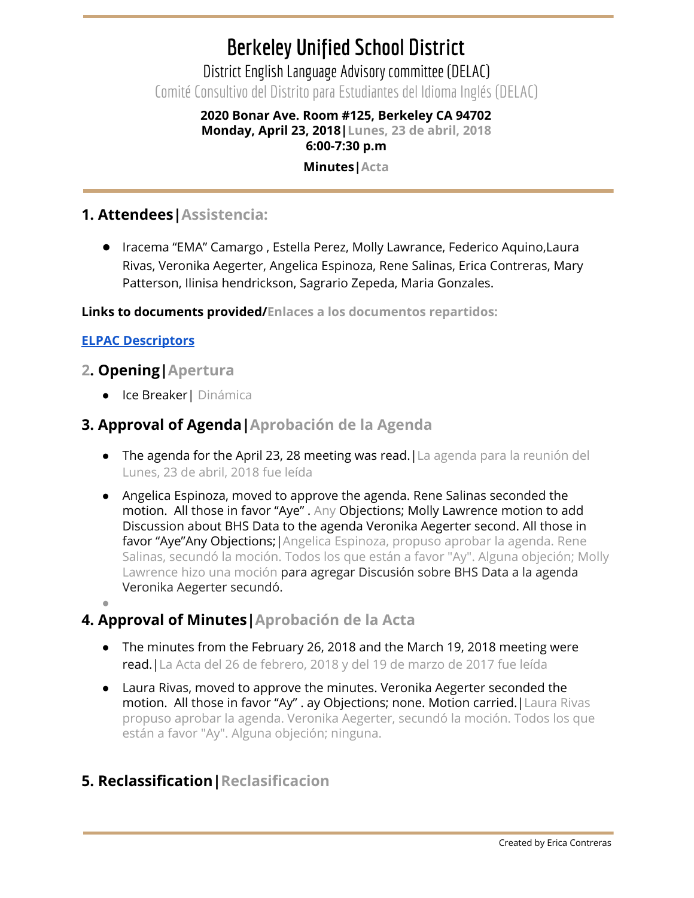# Berkeley Unified School District

District English Language Advisory committee (DELAC)

Comité Consultivo del Distrito para Estudiantes del Idioma Inglés (DELAC)

**2020 Bonar Ave. Room #125, Berkeley CA 94702**
**Monday, April 23, 2018|Lunes, 23 de abril, 2018**
**6:00-7:30 p.m**

**Minutes|Acta**

## 1. Attendees|Assistencia:

- Iracema "EMA" Camargo , Estella Perez, Molly Lawrance, Federico Aquino,Laura Rivas, Veronika Aegerter, Angelica Espinoza, Rene Salinas, Erica Contreras, Mary Patterson, Ilinisa hendrickson, Sagrario Zepeda, Maria Gonzales.

**Links to documents provided/Enlaces a los documentos repartidos:**

**ELPAC Descriptors**

## 2. Opening|Apertura

- Ice Breaker| Dinámica

## 3. Approval of Agenda|Aprobación de la Agenda

- The agenda for the April 23, 28 meeting was read.|La agenda para la reunión del Lunes, 23 de abril, 2018 fue leída
- Angelica Espinoza, moved to approve the agenda. Rene Salinas seconded the motion. All those in favor "Aye" . Any Objections; Molly Lawrence motion to add Discussion about BHS Data to the agenda Veronika Aegerter second. All those in favor "Aye"Any Objections;|Angelica Espinoza, propuso aprobar la agenda. Rene Salinas, secundó la moción. Todos los que están a favor "Ay". Alguna objeción; Molly Lawrence hizo una moción para agregar Discusión sobre BHS Data a la agenda Veronika Aegerter secundó.
-

## 4. Approval of Minutes|Aprobación de la Acta

- The minutes from the February 26, 2018 and the March 19, 2018 meeting were read.|La Acta del 26 de febrero, 2018 y del 19 de marzo de 2017 fue leída
- Laura Rivas, moved to approve the minutes. Veronika Aegerter seconded the motion. All those in favor "Ay" . ay Objections; none. Motion carried.|Laura Rivas propuso aprobar la agenda. Veronika Aegerter, secundó la moción. Todos los que están a favor "Ay". Alguna objeción; ninguna.

## 5. Reclassification|Reclasificacion

Created by Erica Contreras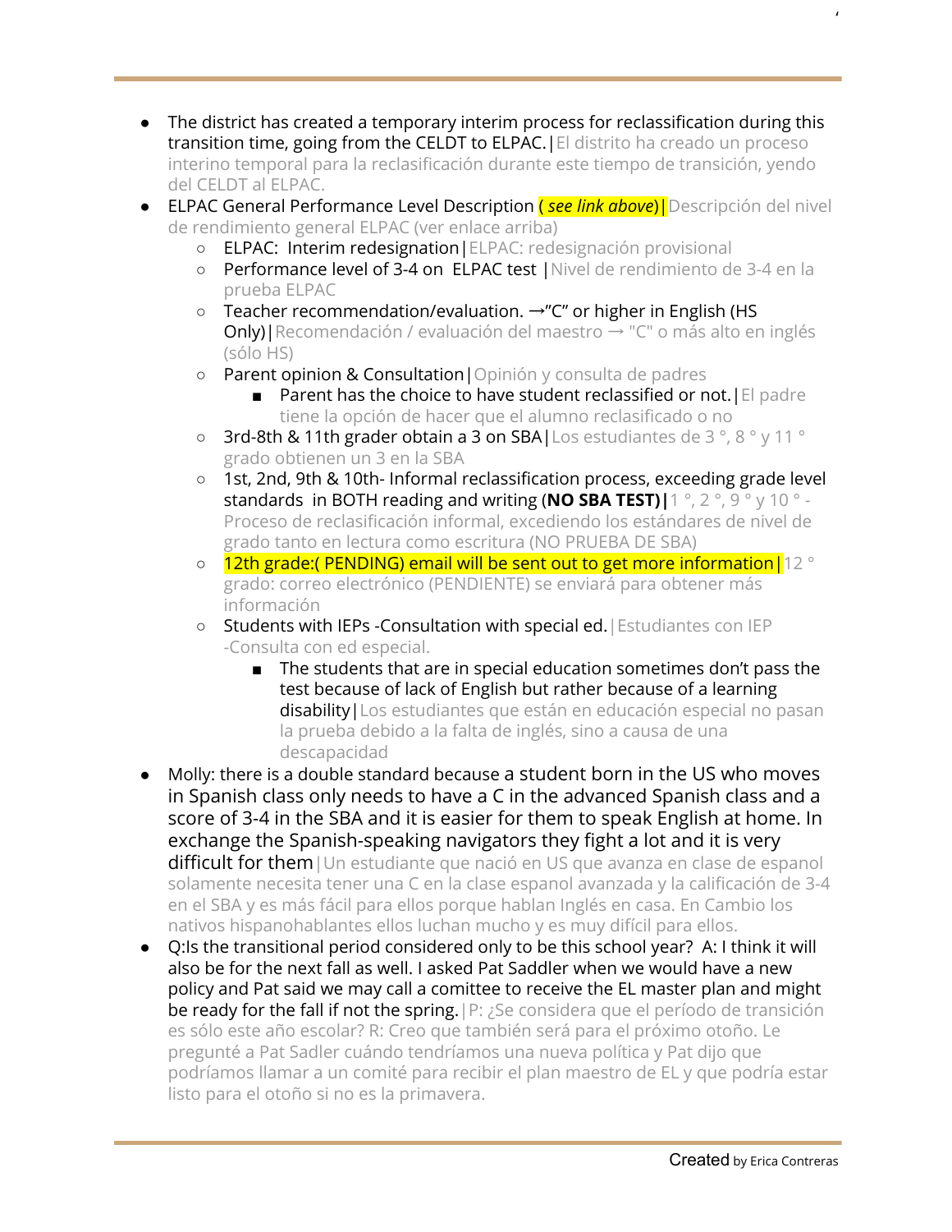- The district has created a temporary interim process for reclassification during this transition time, going from the CELDT to ELPAC. | El distrito ha creado un proceso interino temporal para la reclasificación durante este tiempo de transición, yendo del CELDT al ELPAC.
- ELPAC General Performance Level Description ( *see link above*) | Descripción del nivel de rendimiento general ELPAC (ver enlace arriba)
    - ELPAC: Interim redesignation | ELPAC: redesignación provisional
    - Performance level of 3-4 on ELPAC test | Nivel de rendimiento de 3-4 en la prueba ELPAC
    - Teacher recommendation/evaluation. →"C" or higher in English (HS Only) | Recomendación / evaluación del maestro → "C" o más alto en inglés (sólo HS)
    - Parent opinion & Consultation | Opinión y consulta de padres
        - Parent has the choice to have student reclassified or not. | El padre tiene la opción de hacer que el alumno reclasificado o no
    - 3rd-8th & 11th grader obtain a 3 on SBA | Los estudiantes de 3 °, 8 ° y 11 ° grado obtienen un 3 en la SBA
    - 1st, 2nd, 9th & 10th- Informal reclassification process, exceeding grade level standards in BOTH reading and writing (**NO SBA TEST)** | 1 °, 2 °, 9 ° y 10 ° - Proceso de reclasificación informal, excediendo los estándares de nivel de grado tanto en lectura como escritura (NO PRUEBA DE SBA)
    - 12th grade:( PENDING) email will be sent out to get more information | 12 ° grado: correo electrónico (PENDIENTE) se enviará para obtener más información
    - Students with IEPs -Consultation with special ed. | Estudiantes con IEP -Consulta con ed especial.
        - The students that are in special education sometimes don't pass the test because of lack of English but rather because of a learning disability | Los estudiantes que están en educación especial no pasan la prueba debido a la falta de inglés, sino a causa de una descapacidad
- Molly: there is a double standard because a student born in the US who moves in Spanish class only needs to have a C in the advanced Spanish class and a score of 3-4 in the SBA and it is easier for them to speak English at home. In exchange the Spanish-speaking navigators they fight a lot and it is very difficult for them | Un estudiante que nació en US que avanza en clase de espanol solamente necesita tener una C en la clase espanol avanzada y la calificación de 3-4 en el SBA y es más fácil para ellos porque hablan Inglés en casa. En Cambio los nativos hispanohablantes ellos luchan mucho y es muy difícil para ellos.
- Q:Is the transitional period considered only to be this school year? A: I think it will also be for the next fall as well. I asked Pat Saddler when we would have a new policy and Pat said we may call a comittee to receive the EL master plan and might be ready for the fall if not the spring. | P: ¿Se considera que el período de transición es sólo este año escolar? R: Creo que también será para el próximo otoño. Le pregunté a Pat Sadler cuándo tendríamos una nueva política y Pat dijo que podríamos llamar a un comité para recibir el plan maestro de EL y que podría estar listo para el otoño si no es la primavera.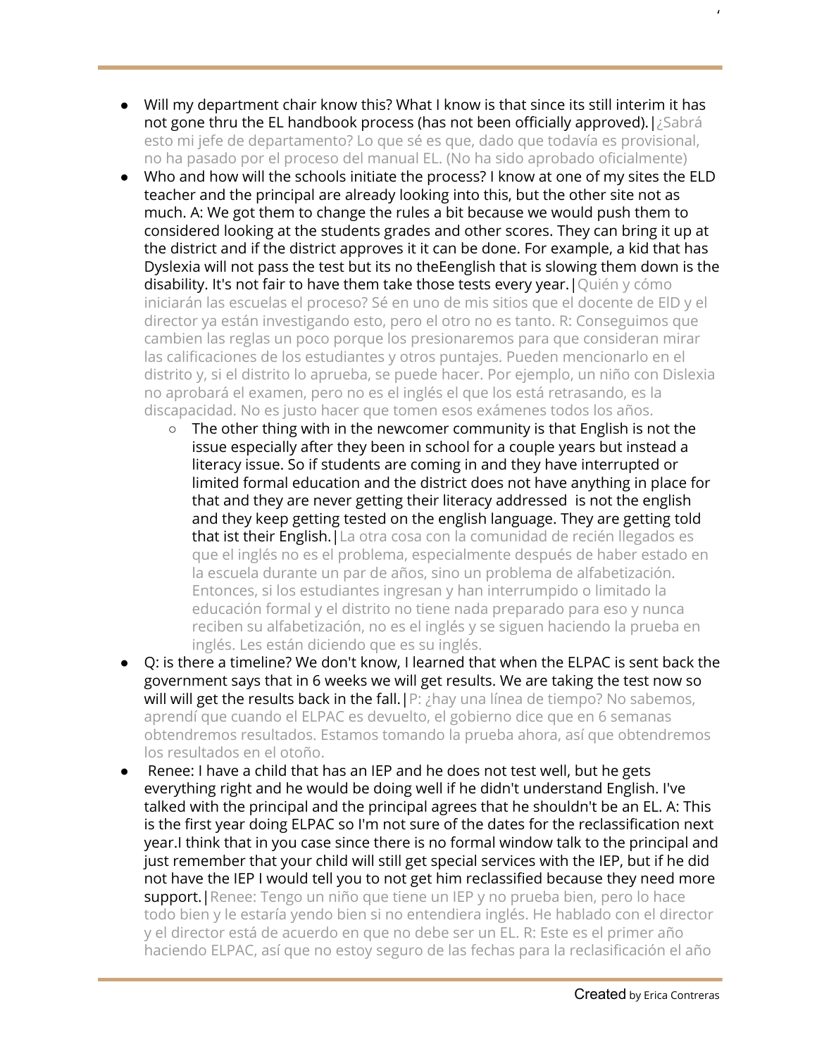- Will my department chair know this? What I know is that since its still interim it has not gone thru the EL handbook process (has not been officially approved).|¿Sabrá esto mi jefe de departamento? Lo que sé es que, dado que todavía es provisional, no ha pasado por el proceso del manual EL. (No ha sido aprobado oficialmente)
- Who and how will the schools initiate the process? I know at one of my sites the ELD teacher and the principal are already looking into this, but the other site not as much. A: We got them to change the rules a bit because we would push them to considered looking at the students grades and other scores. They can bring it up at the district and if the district approves it it can be done. For example, a kid that has Dyslexia will not pass the test but its no theEenglish that is slowing them down is the disability. It's not fair to have them take those tests every year.|Quién y cómo iniciarán las escuelas el proceso? Sé en uno de mis sitios que el docente de ElD y el director ya están investigando esto, pero el otro no es tanto. R: Conseguimos que cambien las reglas un poco porque los presionaremos para que consideran mirar las calificaciones de los estudiantes y otros puntajes. Pueden mencionarlo en el distrito y, si el distrito lo aprueba, se puede hacer. Por ejemplo, un niño con Dislexia no aprobará el examen, pero no es el inglés el que los está retrasando, es la discapacidad. No es justo hacer que tomen esos exámenes todos los años.
  - The other thing with in the newcomer community is that English is not the issue especially after they been in school for a couple years but instead a literacy issue. So if students are coming in and they have interrupted or limited formal education and the district does not have anything in place for that and they are never getting their literacy addressed is not the english and they keep getting tested on the english language. They are getting told that ist their English.|La otra cosa con la comunidad de recién llegados es que el inglés no es el problema, especialmente después de haber estado en la escuela durante un par de años, sino un problema de alfabetización. Entonces, si los estudiantes ingresan y han interrumpido o limitado la educación formal y el distrito no tiene nada preparado para eso y nunca reciben su alfabetización, no es el inglés y se siguen haciendo la prueba en inglés. Les están diciendo que es su inglés.
- Q: is there a timeline? We don't know, I learned that when the ELPAC is sent back the government says that in 6 weeks we will get results. We are taking the test now so will will get the results back in the fall.|P: ¿hay una línea de tiempo? No sabemos, aprendí que cuando el ELPAC es devuelto, el gobierno dice que en 6 semanas obtendremos resultados. Estamos tomando la prueba ahora, así que obtendremos los resultados en el otoño.
- Renee: I have a child that has an IEP and he does not test well, but he gets everything right and he would be doing well if he didn't understand English. I've talked with the principal and the principal agrees that he shouldn't be an EL. A: This is the first year doing ELPAC so I'm not sure of the dates for the reclassification next year.I think that in you case since there is no formal window talk to the principal and just remember that your child will still get special services with the IEP, but if he did not have the IEP I would tell you to not get him reclassified because they need more support.|Renee: Tengo un niño que tiene un IEP y no prueba bien, pero lo hace todo bien y le estaría yendo bien si no entendiera inglés. He hablado con el director y el director está de acuerdo en que no debe ser un EL. R: Este es el primer año haciendo ELPAC, así que no estoy seguro de las fechas para la reclasificación el año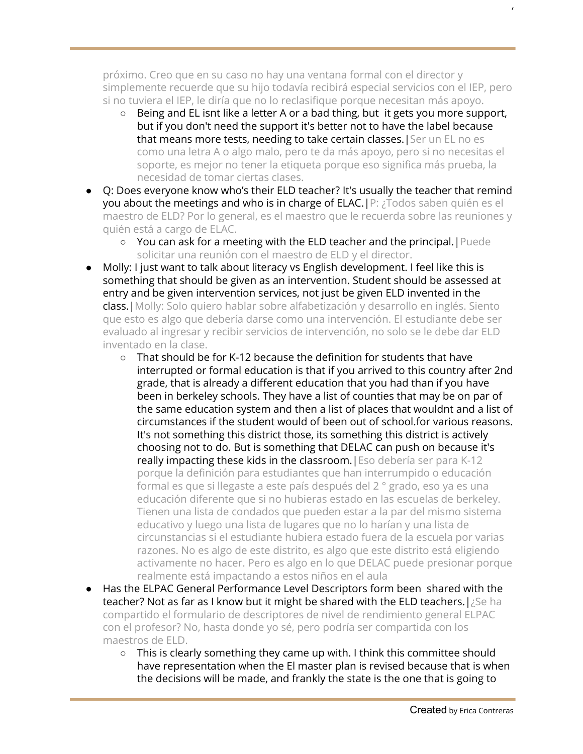próximo. Creo que en su caso no hay una ventana formal con el director y simplemente recuerde que su hijo todavía recibirá especial servicios con el IEP, pero si no tuviera el IEP, le diría que no lo reclasifique porque necesitan más apoyo.

   - Being and EL isnt like a letter A or a bad thing, but it gets you more support, but if you don't need the support it's better not to have the label because that means more tests, needing to take certain classes.|Ser un EL no es como una letra A o algo malo, pero te da más apoyo, pero si no necesitas el soporte, es mejor no tener la etiqueta porque eso significa más prueba, la necesidad de tomar ciertas clases.

- Q: Does everyone know who's their ELD teacher? It's usually the teacher that remind you about the meetings and who is in charge of ELAC.|P: ¿Todos saben quién es el maestro de ELD? Por lo general, es el maestro que le recuerda sobre las reuniones y quién está a cargo de ELAC.
   - You can ask for a meeting with the ELD teacher and the principal.|Puede solicitar una reunión con el maestro de ELD y el director.
- Molly: I just want to talk about literacy vs English development. I feel like this is something that should be given as an intervention. Student should be assessed at entry and be given intervention services, not just be given ELD invented in the class.|Molly: Solo quiero hablar sobre alfabetización y desarrollo en inglés. Siento que esto es algo que debería darse como una intervención. El estudiante debe ser evaluado al ingresar y recibir servicios de intervención, no solo se le debe dar ELD inventado en la clase.
   - That should be for K-12 because the definition for students that have interrupted or formal education is that if you arrived to this country after 2nd grade, that is already a different education that you had than if you have been in berkeley schools. They have a list of counties that may be on par of the same education system and then a list of places that wouldnt and a list of circumstances if the student would of been out of school.for various reasons. It's not something this district those, its something this district is actively choosing not to do. But is something that DELAC can push on because it's really impacting these kids in the classroom.|Eso debería ser para K-12 porque la definición para estudiantes que han interrumpido o educación formal es que si llegaste a este país después del 2 ° grado, eso ya es una educación diferente que si no hubieras estado en las escuelas de berkeley. Tienen una lista de condados que pueden estar a la par del mismo sistema educativo y luego una lista de lugares que no lo harían y una lista de circunstancias si el estudiante hubiera estado fuera de la escuela por varias razones. No es algo de este distrito, es algo que este distrito está eligiendo activamente no hacer. Pero es algo en lo que DELAC puede presionar porque realmente está impactando a estos niños en el aula
- Has the ELPAC General Performance Level Descriptors form been shared with the teacher? Not as far as I know but it might be shared with the ELD teachers.|¿Se ha compartido el formulario de descriptores de nivel de rendimiento general ELPAC con el profesor? No, hasta donde yo sé, pero podría ser compartida con los maestros de ELD.
   - This is clearly something they came up with. I think this committee should have representation when the El master plan is revised because that is when the decisions will be made, and frankly the state is the one that is going to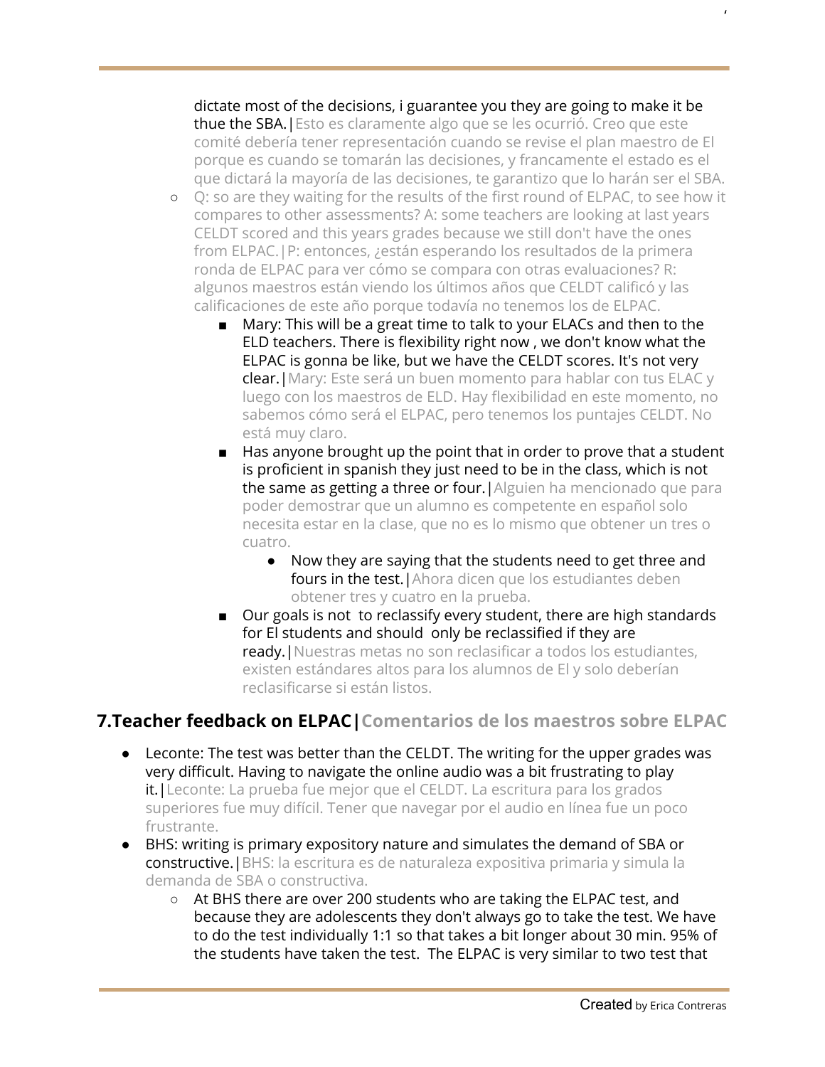dictate most of the decisions, i guarantee you they are going to make it be thue the SBA.|Esto es claramente algo que se les ocurrió. Creo que este comité debería tener representación cuando se revise el plan maestro de El porque es cuando se tomarán las decisiones, y francamente el estado es el que dictará la mayoría de las decisiones, te garantizo que lo harán ser el SBA.

- Q: so are they waiting for the results of the first round of ELPAC, to see how it compares to other assessments? A: some teachers are looking at last years CELDT scored and this years grades because we still don't have the ones from ELPAC.|P: entonces, ¿están esperando los resultados de la primera ronda de ELPAC para ver cómo se compara con otras evaluaciones? R: algunos maestros están viendo los últimos años que CELDT calificó y las calificaciones de este año porque todavía no tenemos los de ELPAC.
  - Mary: This will be a great time to talk to your ELACs and then to the ELD teachers. There is flexibility right now , we don't know what the ELPAC is gonna be like, but we have the CELDT scores. It's not very clear.|Mary: Este será un buen momento para hablar con tus ELAC y luego con los maestros de ELD. Hay flexibilidad en este momento, no sabemos cómo será el ELPAC, pero tenemos los puntajes CELDT. No está muy claro.
  - Has anyone brought up the point that in order to prove that a student is proficient in spanish they just need to be in the class, which is not the same as getting a three or four.|Alguien ha mencionado que para poder demostrar que un alumno es competente en español solo necesita estar en la clase, que no es lo mismo que obtener un tres o cuatro.
    - Now they are saying that the students need to get three and fours in the test.|Ahora dicen que los estudiantes deben obtener tres y cuatro en la prueba.
  - Our goals is not to reclassify every student, there are high standards for El students and should only be reclassified if they are ready.|Nuestras metas no son reclasificar a todos los estudiantes, existen estándares altos para los alumnos de El y solo deberían reclasificarse si están listos.

## 7.Teacher feedback on ELPAC|Comentarios de los maestros sobre ELPAC

- Leconte: The test was better than the CELDT. The writing for the upper grades was very difficult. Having to navigate the online audio was a bit frustrating to play it.|Leconte: La prueba fue mejor que el CELDT. La escritura para los grados superiores fue muy difícil. Tener que navegar por el audio en línea fue un poco frustrante.
- BHS: writing is primary expository nature and simulates the demand of SBA or constructive.|BHS: la escritura es de naturaleza expositiva primaria y simula la demanda de SBA o constructiva.
  - At BHS there are over 200 students who are taking the ELPAC test, and because they are adolescents they don't always go to take the test. We have to do the test individually 1:1 so that takes a bit longer about 30 min. 95% of the students have taken the test. The ELPAC is very similar to two test that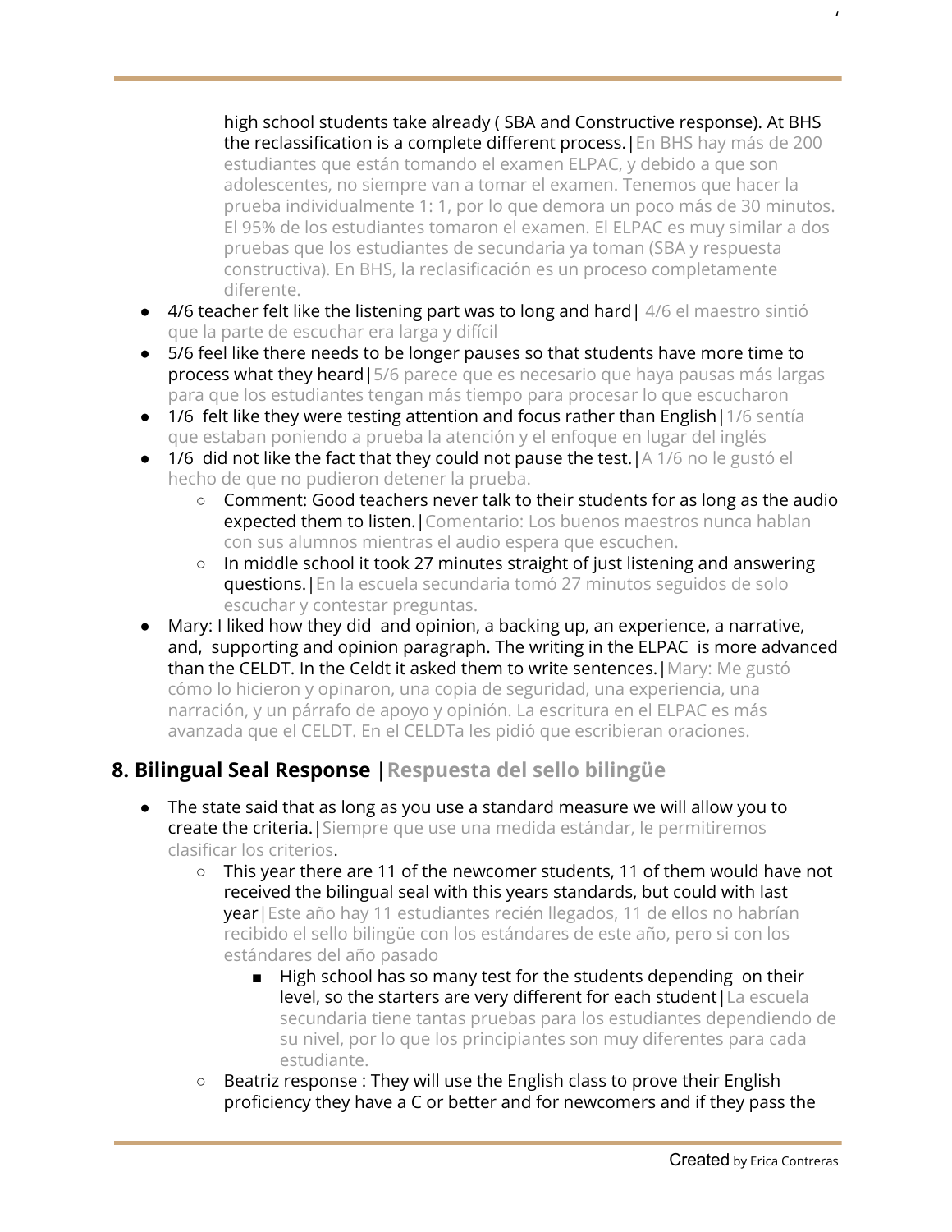high school students take already ( SBA and Constructive response). At BHS the reclassification is a complete different process.|En BHS hay más de 200 estudiantes que están tomando el examen ELPAC, y debido a que son adolescentes, no siempre van a tomar el examen. Tenemos que hacer la prueba individualmente 1: 1, por lo que demora un poco más de 30 minutos. El 95% de los estudiantes tomaron el examen. El ELPAC es muy similar a dos pruebas que los estudiantes de secundaria ya toman (SBA y respuesta constructiva). En BHS, la reclasificación es un proceso completamente diferente.

- 4/6 teacher felt like the listening part was to long and hard| 4/6 el maestro sintió que la parte de escuchar era larga y difícil
- 5/6 feel like there needs to be longer pauses so that students have more time to process what they heard|5/6 parece que es necesario que haya pausas más largas para que los estudiantes tengan más tiempo para procesar lo que escucharon
- 1/6 felt like they were testing attention and focus rather than English|1/6 sentía que estaban poniendo a prueba la atención y el enfoque en lugar del inglés
- 1/6 did not like the fact that they could not pause the test.|A 1/6 no le gustó el hecho de que no pudieron detener la prueba.
    - Comment: Good teachers never talk to their students for as long as the audio expected them to listen.|Comentario: Los buenos maestros nunca hablan con sus alumnos mientras el audio espera que escuchen.
    - In middle school it took 27 minutes straight of just listening and answering questions.|En la escuela secundaria tomó 27 minutos seguidos de solo escuchar y contestar preguntas.
- Mary: I liked how they did and opinion, a backing up, an experience, a narrative, and, supporting and opinion paragraph. The writing in the ELPAC is more advanced than the CELDT. In the Celdt it asked them to write sentences.|Mary: Me gustó cómo lo hicieron y opinaron, una copia de seguridad, una experiencia, una narración, y un párrafo de apoyo y opinión. La escritura en el ELPAC es más avanzada que el CELDT. En el CELDTa les pidió que escribieran oraciones.

## 8. Bilingual Seal Response |Respuesta del sello bilingüe

- The state said that as long as you use a standard measure we will allow you to create the criteria.|Siempre que use una medida estándar, le permitiremos clasificar los criterios.
    - This year there are 11 of the newcomer students, 11 of them would have not received the bilingual seal with this years standards, but could with last year|Este año hay 11 estudiantes recién llegados, 11 de ellos no habrían recibido el sello bilingüe con los estándares de este año, pero si con los estándares del año pasado
        - High school has so many test for the students depending on their level, so the starters are very different for each student|La escuela secundaria tiene tantas pruebas para los estudiantes dependiendo de su nivel, por lo que los principiantes son muy diferentes para cada estudiante.
    - Beatriz response : They will use the English class to prove their English proficiency they have a C or better and for newcomers and if they pass the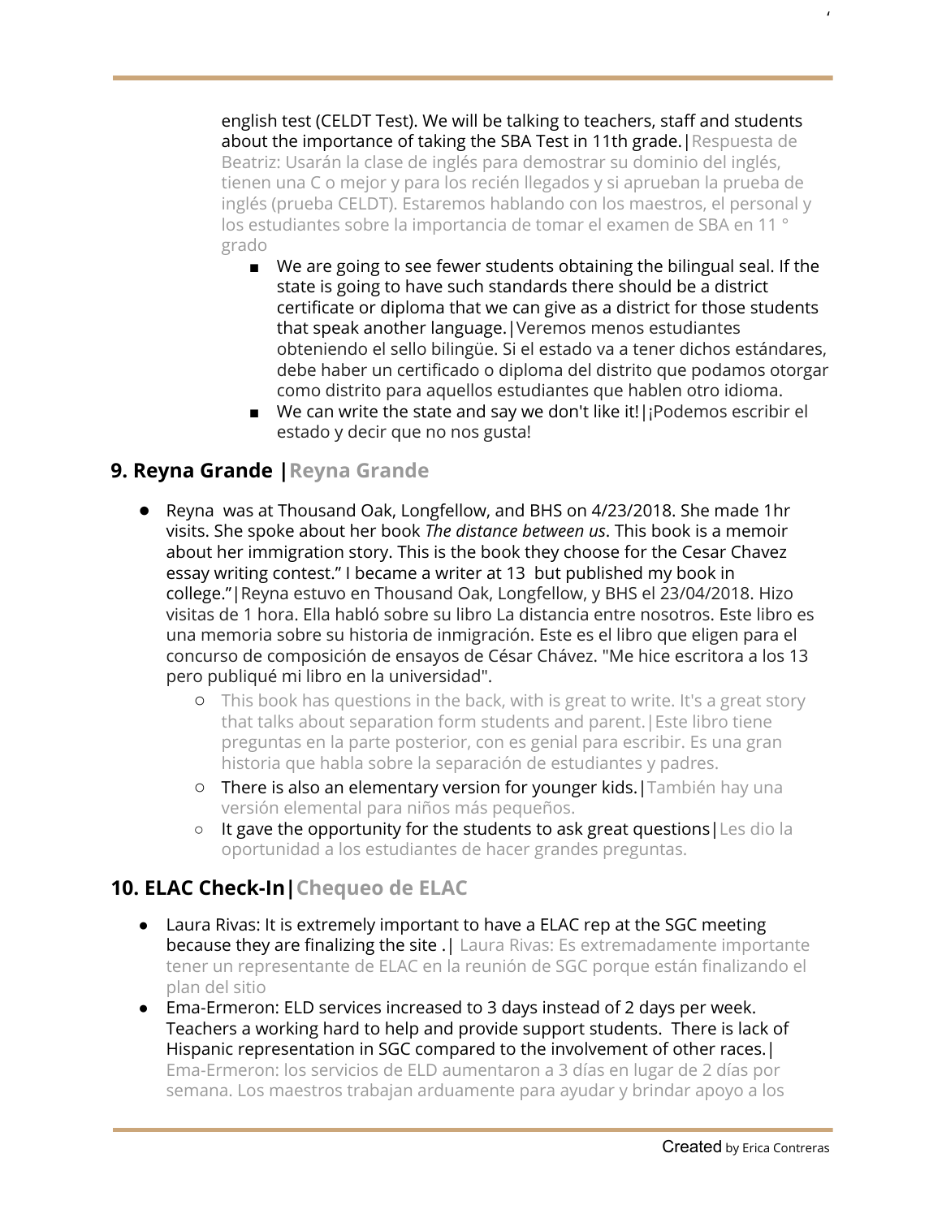english test (CELDT Test). We will be talking to teachers, staff and students about the importance of taking the SBA Test in 11th grade.|Respuesta de Beatriz: Usarán la clase de inglés para demostrar su dominio del inglés, tienen una C o mejor y para los recién llegados y si aprueban la prueba de inglés (prueba CELDT). Estaremos hablando con los maestros, el personal y los estudiantes sobre la importancia de tomar el examen de SBA en 11 ° grado

- We are going to see fewer students obtaining the bilingual seal. If the state is going to have such standards there should be a district certificate or diploma that we can give as a district for those students that speak another language.|Veremos menos estudiantes obteniendo el sello bilingüe. Si el estado va a tener dichos estándares, debe haber un certificado o diploma del distrito que podamos otorgar como distrito para aquellos estudiantes que hablen otro idioma.
- We can write the state and say we don't like it!|¡Podemos escribir el estado y decir que no nos gusta!

## 9. Reyna Grande |Reyna Grande

- Reyna was at Thousand Oak, Longfellow, and BHS on 4/23/2018. She made 1hr visits. She spoke about her book *The distance between us*. This book is a memoir about her immigration story. This is the book they choose for the Cesar Chavez essay writing contest." I became a writer at 13 but published my book in college."|Reyna estuvo en Thousand Oak, Longfellow, y BHS el 23/04/2018. Hizo visitas de 1 hora. Ella habló sobre su libro La distancia entre nosotros. Este libro es una memoria sobre su historia de inmigración. Este es el libro que eligen para el concurso de composición de ensayos de César Chávez. "Me hice escritora a los 13 pero publiqué mi libro en la universidad".
  - This book has questions in the back, with is great to write. It's a great story that talks about separation form students and parent.|Este libro tiene preguntas en la parte posterior, con es genial para escribir. Es una gran historia que habla sobre la separación de estudiantes y padres.
  - There is also an elementary version for younger kids.|También hay una versión elemental para niños más pequeños.
  - It gave the opportunity for the students to ask great questions|Les dio la oportunidad a los estudiantes de hacer grandes preguntas.

## 10. ELAC Check-In|Chequeo de ELAC

- Laura Rivas: It is extremely important to have a ELAC rep at the SGC meeting because they are finalizing the site .| Laura Rivas: Es extremadamente importante tener un representante de ELAC en la reunión de SGC porque están finalizando el plan del sitio
- Ema-Ermeron: ELD services increased to 3 days instead of 2 days per week. Teachers a working hard to help and provide support students. There is lack of Hispanic representation in SGC compared to the involvement of other races.| Ema-Ermeron: los servicios de ELD aumentaron a 3 días en lugar de 2 días por semana. Los maestros trabajan arduamente para ayudar y brindar apoyo a los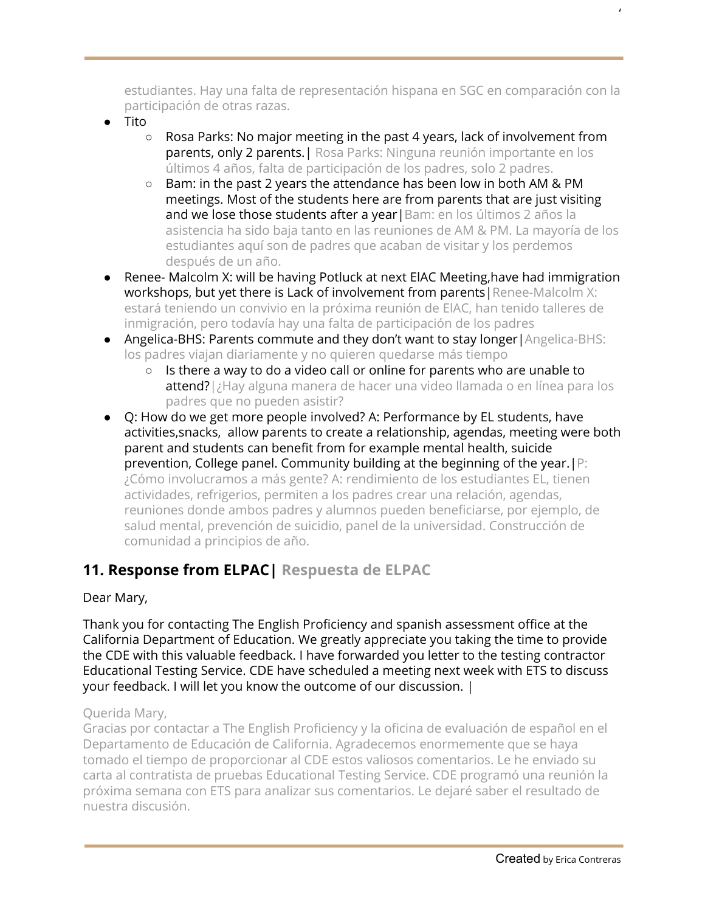estudiantes. Hay una falta de representación hispana en SGC en comparación con la participación de otras razas.

- Tito
    - Rosa Parks: No major meeting in the past 4 years, lack of involvement from parents, only 2 parents.| Rosa Parks: Ninguna reunión importante en los últimos 4 años, falta de participación de los padres, solo 2 padres.
    - Bam: in the past 2 years the attendance has been low in both AM & PM meetings. Most of the students here are from parents that are just visiting and we lose those students after a year|Bam: en los últimos 2 años la asistencia ha sido baja tanto en las reuniones de AM & PM. La mayoría de los estudiantes aquí son de padres que acaban de visitar y los perdemos después de un año.
- Renee- Malcolm X: will be having Potluck at next ElAC Meeting,have had immigration workshops, but yet there is Lack of involvement from parents|Renee-Malcolm X: estará teniendo un convivio en la próxima reunión de ElAC, han tenido talleres de inmigración, pero todavía hay una falta de participación de los padres
- Angelica-BHS: Parents commute and they don't want to stay longer|Angelica-BHS: los padres viajan diariamente y no quieren quedarse más tiempo
    - Is there a way to do a video call or online for parents who are unable to attend?|¿Hay alguna manera de hacer una video llamada o en línea para los padres que no pueden asistir?
- Q: How do we get more people involved? A: Performance by EL students, have activities,snacks, allow parents to create a relationship, agendas, meeting were both parent and students can benefit from for example mental health, suicide prevention, College panel. Community building at the beginning of the year.|P: ¿Cómo involucramos a más gente? A: rendimiento de los estudiantes EL, tienen actividades, refrigerios, permiten a los padres crear una relación, agendas, reuniones donde ambos padres y alumnos pueden beneficiarse, por ejemplo, de salud mental, prevención de suicidio, panel de la universidad. Construcción de comunidad a principios de año.

## 11. Response from ELPAC| Respuesta de ELPAC

Dear Mary,

Thank you for contacting The English Proficiency and spanish assessment office at the California Department of Education. We greatly appreciate you taking the time to provide the CDE with this valuable feedback. I have forwarded you letter to the testing contractor Educational Testing Service. CDE have scheduled a meeting next week with ETS to discuss your feedback. I will let you know the outcome of our discussion. |

Querida Mary,
Gracias por contactar a The English Proficiency y la oficina de evaluación de español en el Departamento de Educación de California. Agradecemos enormemente que se haya tomado el tiempo de proporcionar al CDE estos valiosos comentarios. Le he enviado su carta al contratista de pruebas Educational Testing Service. CDE programó una reunión la próxima semana con ETS para analizar sus comentarios. Le dejaré saber el resultado de nuestra discusión.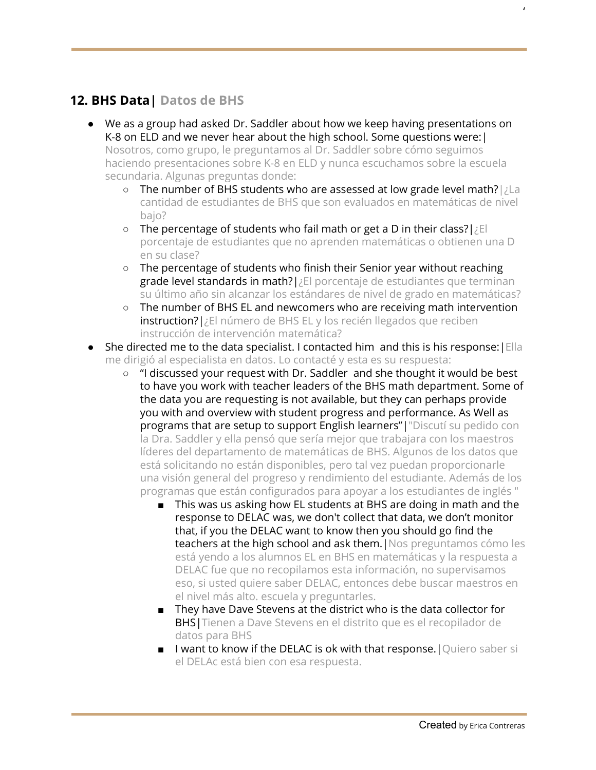## 12. BHS Data| Datos de BHS

- We as a group had asked Dr. Saddler about how we keep having presentations on K-8 on ELD and we never hear about the high school. Some questions were:| Nosotros, como grupo, le preguntamos al Dr. Saddler sobre cómo seguimos haciendo presentaciones sobre K-8 en ELD y nunca escuchamos sobre la escuela secundaria. Algunas preguntas donde:
  - The number of BHS students who are assessed at low grade level math?|¿La cantidad de estudiantes de BHS que son evaluados en matemáticas de nivel bajo?
  - The percentage of students who fail math or get a D in their class?|¿El porcentaje de estudiantes que no aprenden matemáticas o obtienen una D en su clase?
  - The percentage of students who finish their Senior year without reaching grade level standards in math?|¿El porcentaje de estudiantes que terminan su último año sin alcanzar los estándares de nivel de grado en matemáticas?
  - The number of BHS EL and newcomers who are receiving math intervention instruction?|¿El número de BHS EL y los recién llegados que reciben instrucción de intervención matemática?
- She directed me to the data specialist. I contacted him and this is his response:|Ella me dirigió al especialista en datos. Lo contacté y esta es su respuesta:
  - "I discussed your request with Dr. Saddler and she thought it would be best to have you work with teacher leaders of the BHS math department. Some of the data you are requesting is not available, but they can perhaps provide you with and overview with student progress and performance. As Well as programs that are setup to support English learners"|"Discutí su pedido con la Dra. Saddler y ella pensó que sería mejor que trabajara con los maestros líderes del departamento de matemáticas de BHS. Algunos de los datos que está solicitando no están disponibles, pero tal vez puedan proporcionarle una visión general del progreso y rendimiento del estudiante. Además de los programas que están configurados para apoyar a los estudiantes de inglés "
    - This was us asking how EL students at BHS are doing in math and the response to DELAC was, we don't collect that data, we don't monitor that, if you the DELAC want to know then you should go find the teachers at the high school and ask them.|Nos preguntamos cómo les está yendo a los alumnos EL en BHS en matemáticas y la respuesta a DELAC fue que no recopilamos esta información, no supervisamos eso, si usted quiere saber DELAC, entonces debe buscar maestros en el nivel más alto. escuela y preguntarles.
    - They have Dave Stevens at the district who is the data collector for BHS|Tienen a Dave Stevens en el distrito que es el recopilador de datos para BHS
    - I want to know if the DELAC is ok with that response.|Quiero saber si el DELAc está bien con esa respuesta.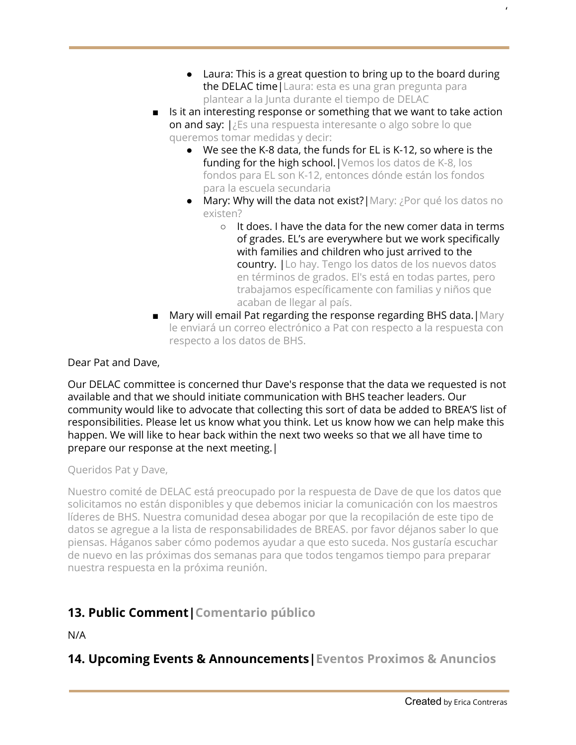- Laura: This is a great question to bring up to the board during the DELAC time|Laura: esta es una gran pregunta para plantear a la Junta durante el tiempo de DELAC
    - Is it an interesting response or something that we want to take action on and say: |¿Es una respuesta interesante o algo sobre lo que queremos tomar medidas y decir:
        - We see the K-8 data, the funds for EL is K-12, so where is the funding for the high school.|Vemos los datos de K-8, los fondos para EL son K-12, entonces dónde están los fondos para la escuela secundaria
        - Mary: Why will the data not exist?|Mary: ¿Por qué los datos no existen?
            - It does. I have the data for the new comer data in terms of grades. EL's are everywhere but we work specifically with families and children who just arrived to the country. |Lo hay. Tengo los datos de los nuevos datos en términos de grados. El's está en todas partes, pero trabajamos específicamente con familias y niños que acaban de llegar al país.
    - Mary will email Pat regarding the response regarding BHS data.|Mary le enviará un correo electrónico a Pat con respecto a la respuesta con respecto a los datos de BHS.

Dear Pat and Dave,

Our DELAC committee is concerned thur Dave's response that the data we requested is not available and that we should initiate communication with BHS teacher leaders. Our community would like to advocate that collecting this sort of data be added to BREA'S list of responsibilities. Please let us know what you think. Let us know how we can help make this happen. We will like to hear back within the next two weeks so that we all have time to prepare our response at the next meeting.|

Queridos Pat y Dave,

Nuestro comité de DELAC está preocupado por la respuesta de Dave de que los datos que solicitamos no están disponibles y que debemos iniciar la comunicación con los maestros líderes de BHS. Nuestra comunidad desea abogar por que la recopilación de este tipo de datos se agregue a la lista de responsabilidades de BREAS. por favor déjanos saber lo que piensas. Háganos saber cómo podemos ayudar a que esto suceda. Nos gustaría escuchar de nuevo en las próximas dos semanas para que todos tengamos tiempo para preparar nuestra respuesta en la próxima reunión.

## 13. Public Comment|Comentario público

N/A

## 14. Upcoming Events & Announcements|Eventos Proximos & Anuncios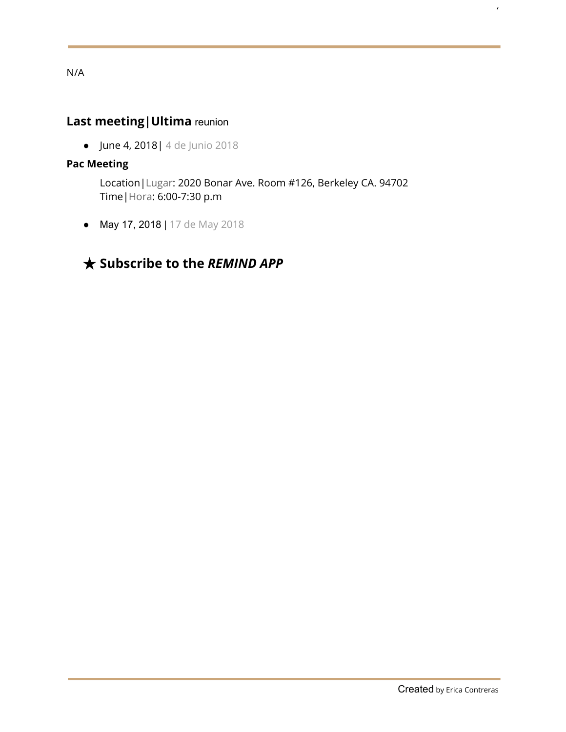N/A

## **Last meeting|Ultima** reunion

- June 4, 2018| 4 de Junio 2018

**Pac Meeting**

Location|Lugar: 2020 Bonar Ave. Room #126, Berkeley CA. 94702
Time|Hora: 6:00-7:30 p.m

- May 17, 2018 | 17 de May 2018

### ★ **Subscribe to the *REMIND APP***

Created by Erica Contreras